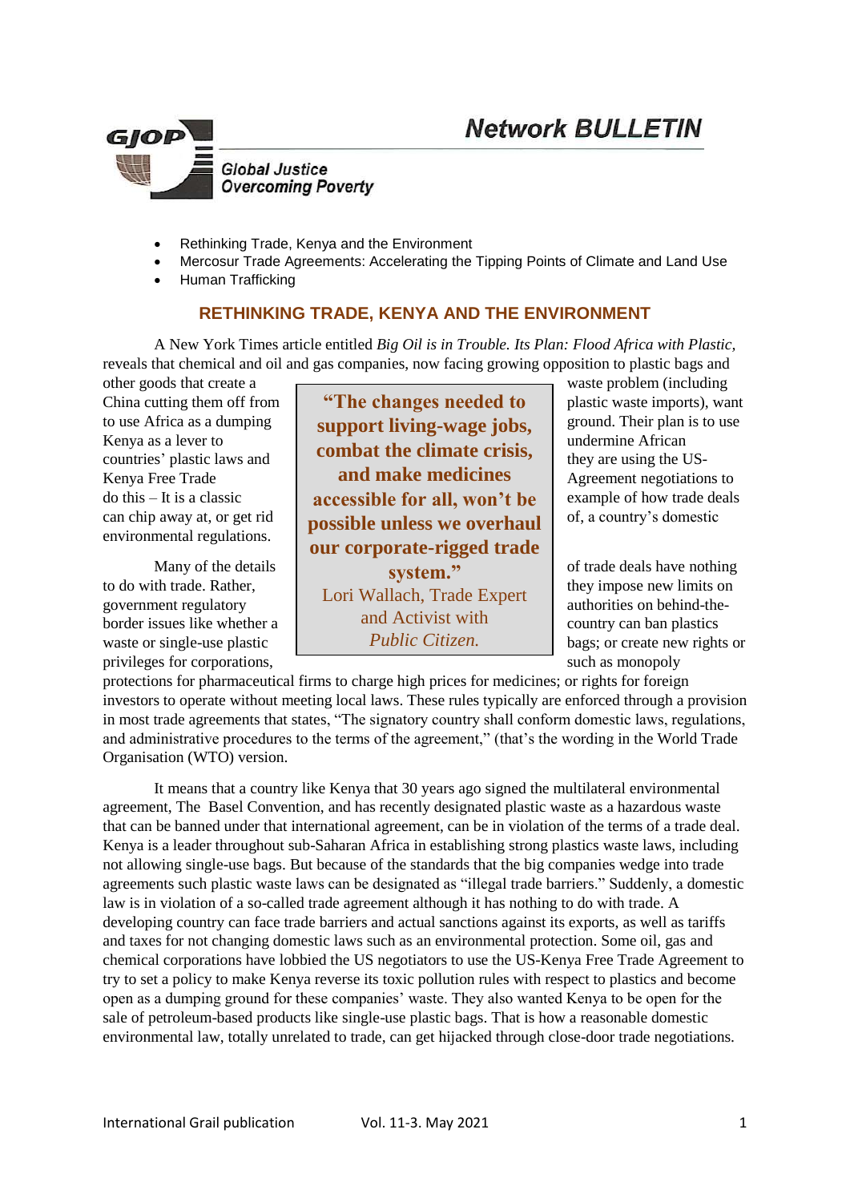# Network BULLETIN

**GJOP** – *Global Justice Overcoming Poverty*

- Rethinking Trade, Kenya and the Environment
- Mercosur Trade Agreements: Accelerating the Tipping Points of Climate and Land Use
- Human Trafficking

## RETHINKING TRADE, KENYA AND THE ENVIRONMENT

A New York Times article entitled *Big Oil is in Trouble. Its Plan: Flood Africa with Plastic,* reveals that chemical and oil and gas companies, now facing growing opposition to plastic bags and other goods that create a waste problem (including China cutting them off from plastic waste imports), want to use Africa as a dumping ground. Their plan is to use Kenya as a lever to undermine African countries' plastic laws and they are using the US-Kenya Free Trade Agreement negotiations to do this – It is a classic example of how trade deals can chip away at, or get rid of, a country's domestic environmental regulations.

> **"The changes needed to support living-wage jobs, combat the climate crisis, and make medicines accessible for all, won't be possible unless we overhaul our corporate-rigged trade system."**
> Lori Wallach, Trade Expert and Activist with *Public Citizen.*

Many of the details of trade deals have nothing to do with trade. Rather, they impose new limits on government regulatory authorities on behind-the-border issues like whether a country can ban plastics waste or single-use plastic bags; or create new rights or privileges for corporations, such as monopoly protections for pharmaceutical firms to charge high prices for medicines; or rights for foreign investors to operate without meeting local laws. These rules typically are enforced through a provision in most trade agreements that states, "The signatory country shall conform domestic laws, regulations, and administrative procedures to the terms of the agreement," (that's the wording in the World Trade Organisation (WTO) version.

It means that a country like Kenya that 30 years ago signed the multilateral environmental agreement, The Basel Convention, and has recently designated plastic waste as a hazardous waste that can be banned under that international agreement, can be in violation of the terms of a trade deal. Kenya is a leader throughout sub-Saharan Africa in establishing strong plastics waste laws, including not allowing single-use bags. But because of the standards that the big companies wedge into trade agreements such plastic waste laws can be designated as "illegal trade barriers." Suddenly, a domestic law is in violation of a so-called trade agreement although it has nothing to do with trade. A developing country can face trade barriers and actual sanctions against its exports, as well as tariffs and taxes for not changing domestic laws such as an environmental protection. Some oil, gas and chemical corporations have lobbied the US negotiators to use the US-Kenya Free Trade Agreement to try to set a policy to make Kenya reverse its toxic pollution rules with respect to plastics and become open as a dumping ground for these companies' waste. They also wanted Kenya to be open for the sale of petroleum-based products like single-use plastic bags. That is how a reasonable domestic environmental law, totally unrelated to trade, can get hijacked through close-door trade negotiations.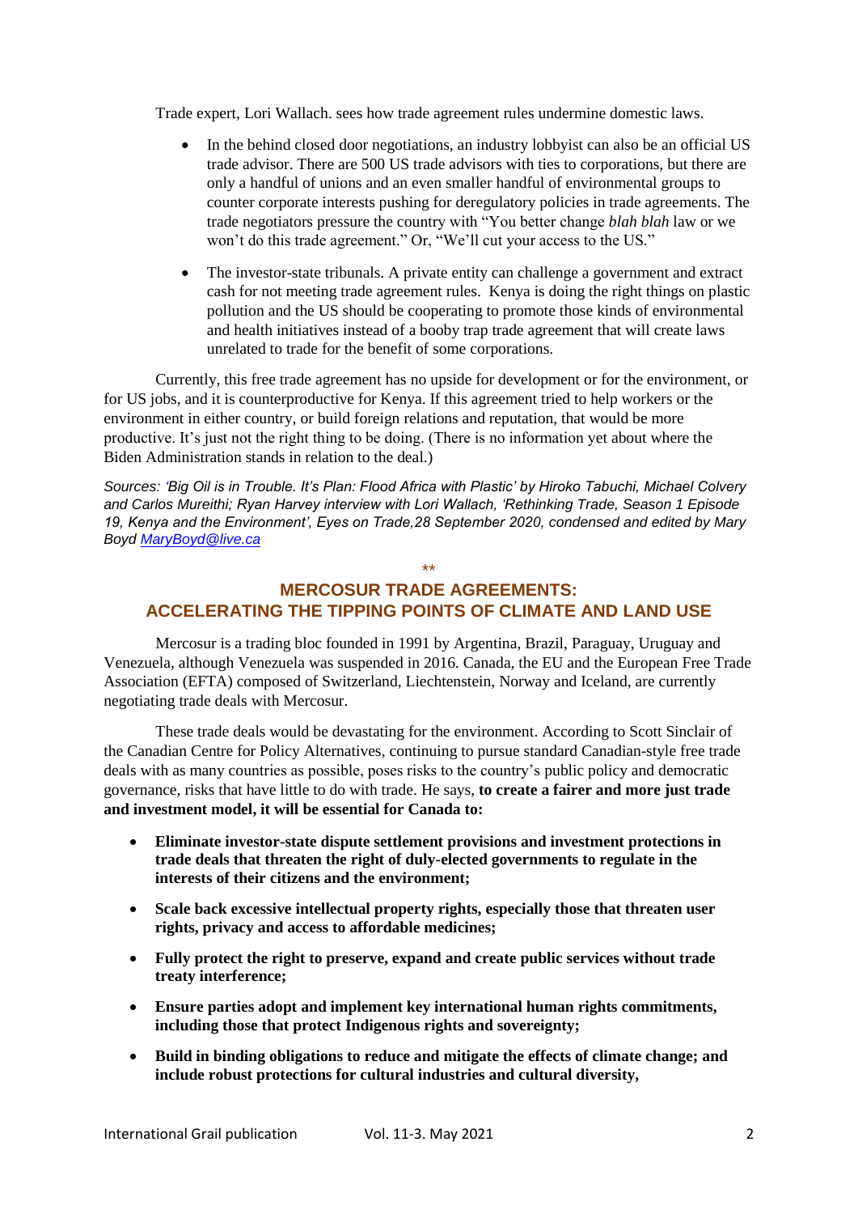Trade expert, Lori Wallach. sees how trade agreement rules undermine domestic laws.

- In the behind closed door negotiations, an industry lobbyist can also be an official US trade advisor. There are 500 US trade advisors with ties to corporations, but there are only a handful of unions and an even smaller handful of environmental groups to counter corporate interests pushing for deregulatory policies in trade agreements. The trade negotiators pressure the country with "You better change *blah blah* law or we won't do this trade agreement." Or, "We'll cut your access to the US."

- The investor-state tribunals. A private entity can challenge a government and extract cash for not meeting trade agreement rules. Kenya is doing the right things on plastic pollution and the US should be cooperating to promote those kinds of environmental and health initiatives instead of a booby trap trade agreement that will create laws unrelated to trade for the benefit of some corporations.

Currently, this free trade agreement has no upside for development or for the environment, or for US jobs, and it is counterproductive for Kenya. If this agreement tried to help workers or the environment in either country, or build foreign relations and reputation, that would be more productive. It's just not the right thing to be doing. (There is no information yet about where the Biden Administration stands in relation to the deal.)

*Sources: 'Big Oil is in Trouble. It's Plan: Flood Africa with Plastic' by Hiroko Tabuchi, Michael Colvery and Carlos Mureithi; Ryan Harvey interview with Lori Wallach, 'Rethinking Trade, Season 1 Episode 19, Kenya and the Environment', Eyes on Trade,28 September 2020, condensed and edited by Mary Boyd MaryBoyd@live.ca*

\*\*

## MERCOSUR TRADE AGREEMENTS: ACCELERATING THE TIPPING POINTS OF CLIMATE AND LAND USE

Mercosur is a trading bloc founded in 1991 by Argentina, Brazil, Paraguay, Uruguay and Venezuela, although Venezuela was suspended in 2016. Canada, the EU and the European Free Trade Association (EFTA) composed of Switzerland, Liechtenstein, Norway and Iceland, are currently negotiating trade deals with Mercosur.

These trade deals would be devastating for the environment. According to Scott Sinclair of the Canadian Centre for Policy Alternatives, continuing to pursue standard Canadian-style free trade deals with as many countries as possible, poses risks to the country's public policy and democratic governance, risks that have little to do with trade. He says, **to create a fairer and more just trade and investment model, it will be essential for Canada to:**

- **Eliminate investor-state dispute settlement provisions and investment protections in trade deals that threaten the right of duly-elected governments to regulate in the interests of their citizens and the environment;**

- **Scale back excessive intellectual property rights, especially those that threaten user rights, privacy and access to affordable medicines;**

- **Fully protect the right to preserve, expand and create public services without trade treaty interference;**

- **Ensure parties adopt and implement key international human rights commitments, including those that protect Indigenous rights and sovereignty;**

- **Build in binding obligations to reduce and mitigate the effects of climate change; and include robust protections for cultural industries and cultural diversity,**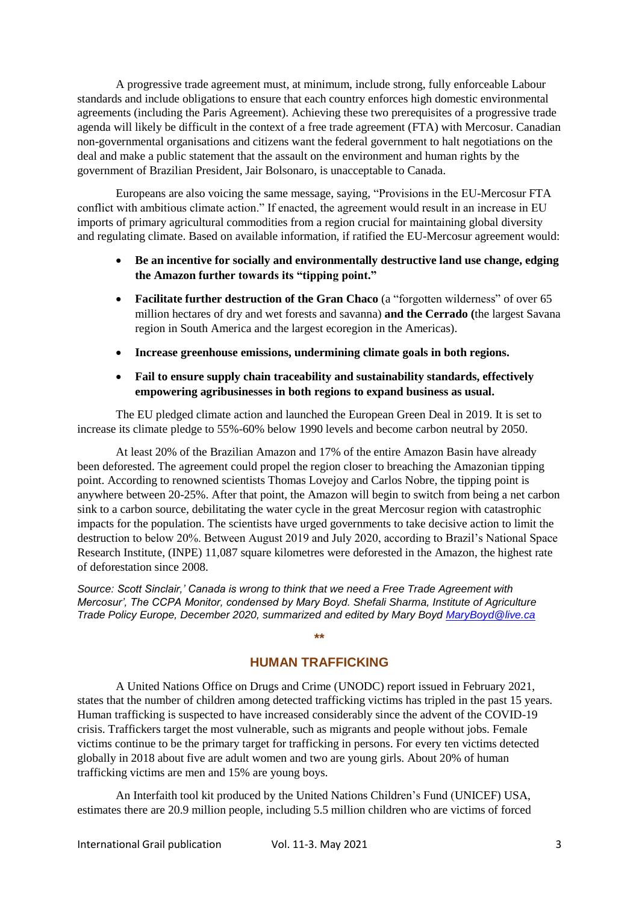A progressive trade agreement must, at minimum, include strong, fully enforceable Labour standards and include obligations to ensure that each country enforces high domestic environmental agreements (including the Paris Agreement). Achieving these two prerequisites of a progressive trade agenda will likely be difficult in the context of a free trade agreement (FTA) with Mercosur. Canadian non-governmental organisations and citizens want the federal government to halt negotiations on the deal and make a public statement that the assault on the environment and human rights by the government of Brazilian President, Jair Bolsonaro, is unacceptable to Canada.

Europeans are also voicing the same message, saying, "Provisions in the EU-Mercosur FTA conflict with ambitious climate action." If enacted, the agreement would result in an increase in EU imports of primary agricultural commodities from a region crucial for maintaining global diversity and regulating climate. Based on available information, if ratified the EU-Mercosur agreement would:

- **Be an incentive for socially and environmentally destructive land use change, edging the Amazon further towards its "tipping point."**
- **Facilitate further destruction of the Gran Chaco** (a "forgotten wilderness" of over 65 million hectares of dry and wet forests and savanna) **and the Cerrado (**the largest Savana region in South America and the largest ecoregion in the Americas).
- **Increase greenhouse emissions, undermining climate goals in both regions.**
- **Fail to ensure supply chain traceability and sustainability standards, effectively empowering agribusinesses in both regions to expand business as usual.**

The EU pledged climate action and launched the European Green Deal in 2019. It is set to increase its climate pledge to 55%-60% below 1990 levels and become carbon neutral by 2050.

At least 20% of the Brazilian Amazon and 17% of the entire Amazon Basin have already been deforested. The agreement could propel the region closer to breaching the Amazonian tipping point. According to renowned scientists Thomas Lovejoy and Carlos Nobre, the tipping point is anywhere between 20-25%. After that point, the Amazon will begin to switch from being a net carbon sink to a carbon source, debilitating the water cycle in the great Mercosur region with catastrophic impacts for the population. The scientists have urged governments to take decisive action to limit the destruction to below 20%. Between August 2019 and July 2020, according to Brazil's National Space Research Institute, (INPE) 11,087 square kilometres were deforested in the Amazon, the highest rate of deforestation since 2008.

*Source: Scott Sinclair,' Canada is wrong to think that we need a Free Trade Agreement with Mercosur', The CCPA Monitor, condensed by Mary Boyd. Shefali Sharma, Institute of Agriculture Trade Policy Europe, December 2020, summarized and edited by Mary Boyd MaryBoyd@live.ca*

**

## HUMAN TRAFFICKING

A United Nations Office on Drugs and Crime (UNODC) report issued in February 2021, states that the number of children among detected trafficking victims has tripled in the past 15 years. Human trafficking is suspected to have increased considerably since the advent of the COVID-19 crisis. Traffickers target the most vulnerable, such as migrants and people without jobs. Female victims continue to be the primary target for trafficking in persons. For every ten victims detected globally in 2018 about five are adult women and two are young girls. About 20% of human trafficking victims are men and 15% are young boys.

An Interfaith tool kit produced by the United Nations Children's Fund (UNICEF) USA, estimates there are 20.9 million people, including 5.5 million children who are victims of forced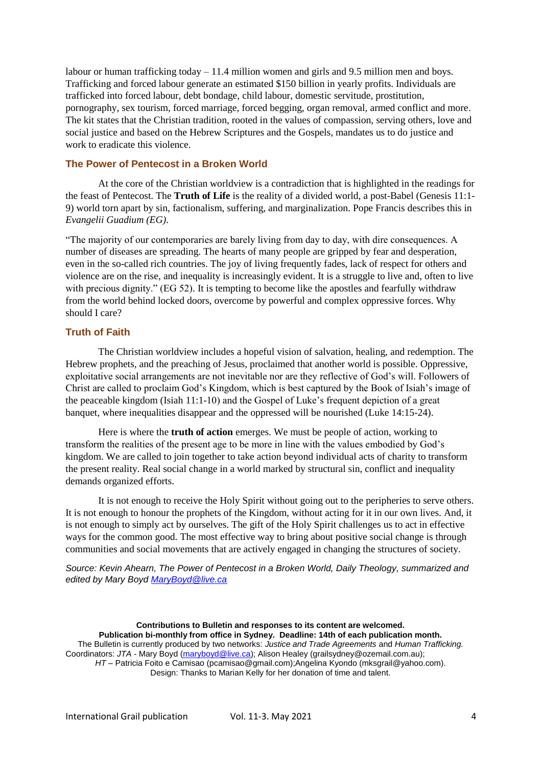labour or human trafficking today – 11.4 million women and girls and 9.5 million men and boys. Trafficking and forced labour generate an estimated $150 billion in yearly profits. Individuals are trafficked into forced labour, debt bondage, child labour, domestic servitude, prostitution, pornography, sex tourism, forced marriage, forced begging, organ removal, armed conflict and more. The kit states that the Christian tradition, rooted in the values of compassion, serving others, love and social justice and based on the Hebrew Scriptures and the Gospels, mandates us to do justice and work to eradicate this violence.

### The Power of Pentecost in a Broken World

At the core of the Christian worldview is a contradiction that is highlighted in the readings for the feast of Pentecost. The **Truth of Life** is the reality of a divided world, a post-Babel (Genesis 11:1-9) world torn apart by sin, factionalism, suffering, and marginalization. Pope Francis describes this in *Evangelii Guadium (EG)*.

"The majority of our contemporaries are barely living from day to day, with dire consequences. A number of diseases are spreading. The hearts of many people are gripped by fear and desperation, even in the so-called rich countries. The joy of living frequently fades, lack of respect for others and violence are on the rise, and inequality is increasingly evident. It is a struggle to live and, often to live with precious dignity." (EG 52). It is tempting to become like the apostles and fearfully withdraw from the world behind locked doors, overcome by powerful and complex oppressive forces. Why should I care?

### Truth of Faith

The Christian worldview includes a hopeful vision of salvation, healing, and redemption. The Hebrew prophets, and the preaching of Jesus, proclaimed that another world is possible. Oppressive, exploitative social arrangements are not inevitable nor are they reflective of God's will. Followers of Christ are called to proclaim God's Kingdom, which is best captured by the Book of Isiah's image of the peaceable kingdom (Isiah 11:1-10) and the Gospel of Luke's frequent depiction of a great banquet, where inequalities disappear and the oppressed will be nourished (Luke 14:15-24).

Here is where the **truth of action** emerges. We must be people of action, working to transform the realities of the present age to be more in line with the values embodied by God's kingdom. We are called to join together to take action beyond individual acts of charity to transform the present reality. Real social change in a world marked by structural sin, conflict and inequality demands organized efforts.

It is not enough to receive the Holy Spirit without going out to the peripheries to serve others. It is not enough to honour the prophets of the Kingdom, without acting for it in our own lives. And, it is not enough to simply act by ourselves. The gift of the Holy Spirit challenges us to act in effective ways for the common good. The most effective way to bring about positive social change is through communities and social movements that are actively engaged in changing the structures of society.

*Source: Kevin Ahearn, The Power of Pentecost in a Broken World, Daily Theology, summarized and edited by Mary Boyd MaryBoyd@live.ca*

**Contributions to Bulletin and responses to its content are welcomed.**
**Publication bi-monthly from office in Sydney. Deadline: 14th of each publication month.**
The Bulletin is currently produced by two networks: *Justice and Trade Agreements* and *Human Trafficking.*
Coordinators: *JTA* - Mary Boyd (maryboyd@live.ca); Alison Healey (grailsydney@ozemail.com.au);
*HT* – Patricia Foito e Camisao (pcamisao@gmail.com);Angelina Kyondo (mksgrail@yahoo.com).
Design: Thanks to Marian Kelly for her donation of time and talent.